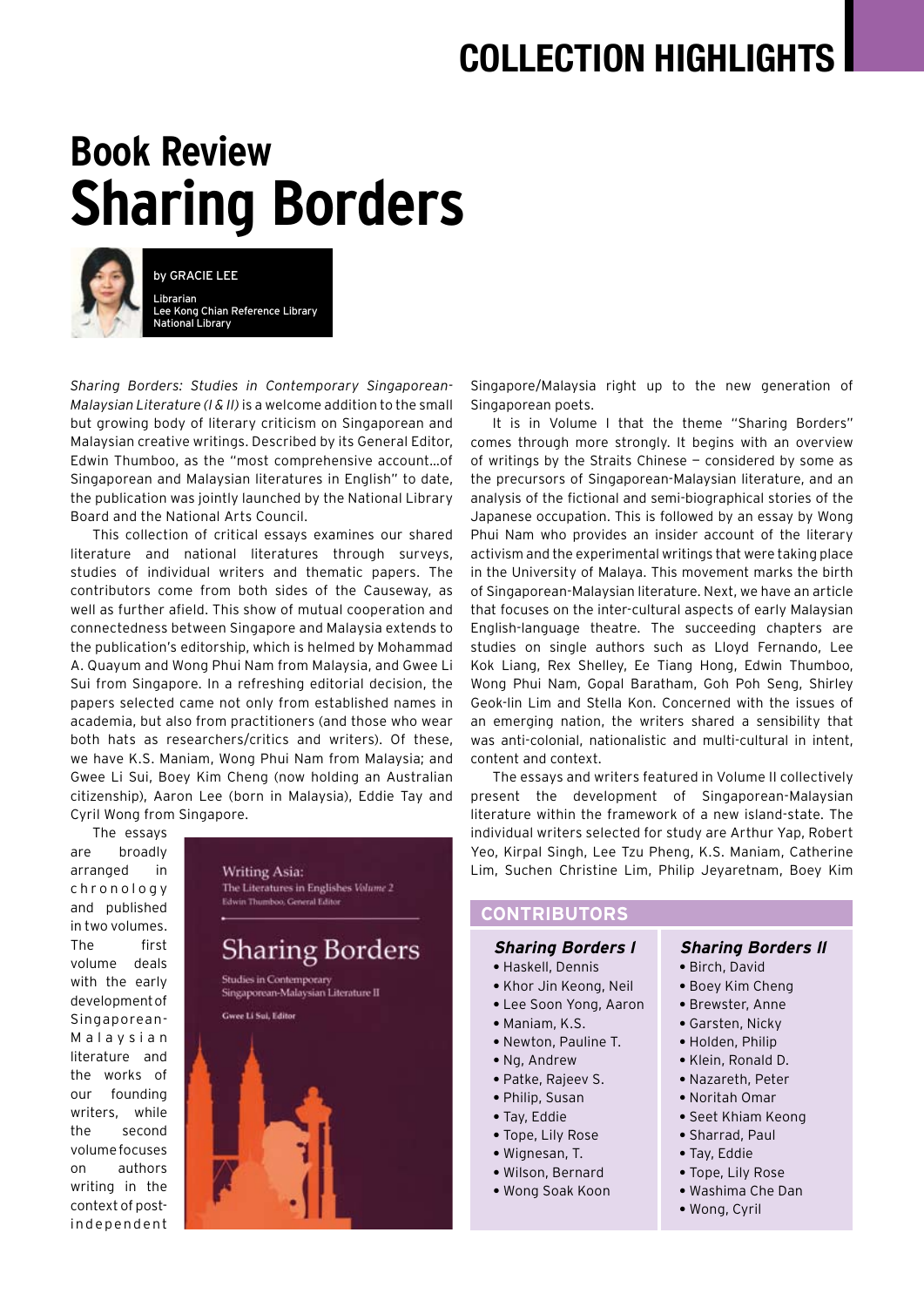# Book Review

# Sharing Borders

by GRACIE LEE

Librarian
Lee Kong Chian Reference Library
National Library

*Sharing Borders: Studies in Contemporary Singaporean-Malaysian Literature (I & II)* is a welcome addition to the small but growing body of literary criticism on Singaporean and Malaysian creative writings. Described by its General Editor, Edwin Thumboo, as the "most comprehensive account...of Singaporean and Malaysian literatures in English" to date, the publication was jointly launched by the National Library Board and the National Arts Council.

This collection of critical essays examines our shared literature and national literatures through surveys, studies of individual writers and thematic papers. The contributors come from both sides of the Causeway, as well as further afield. This show of mutual cooperation and connectedness between Singapore and Malaysia extends to the publication's editorship, which is helmed by Mohammad A. Quayum and Wong Phui Nam from Malaysia, and Gwee Li Sui from Singapore. In a refreshing editorial decision, the papers selected came not only from established names in academia, but also from practitioners (and those who wear both hats as researchers/critics and writers). Of these, we have K.S. Maniam, Wong Phui Nam from Malaysia; and Gwee Li Sui, Boey Kim Cheng (now holding an Australian citizenship), Aaron Lee (born in Malaysia), Eddie Tay and Cyril Wong from Singapore.

The essays are broadly arranged in chronology and published in two volumes. The first volume deals with the early development of Singaporean-Malaysian literature and the works of our founding writers, while the second volume focuses on authors writing in the context of post-independent Singapore/Malaysia right up to the new generation of Singaporean poets.

It is in Volume I that the theme "Sharing Borders" comes through more strongly. It begins with an overview of writings by the Straits Chinese – considered by some as the precursors of Singaporean-Malaysian literature, and an analysis of the fictional and semi-biographical stories of the Japanese occupation. This is followed by an essay by Wong Phui Nam who provides an insider account of the literary activism and the experimental writings that were taking place in the University of Malaya. This movement marks the birth of Singaporean-Malaysian literature. Next, we have an article that focuses on the inter-cultural aspects of early Malaysian English-language theatre. The succeeding chapters are studies on single authors such as Lloyd Fernando, Lee Kok Liang, Rex Shelley, Ee Tiang Hong, Edwin Thumboo, Wong Phui Nam, Gopal Baratham, Goh Poh Seng, Shirley Geok-lin Lim and Stella Kon. Concerned with the issues of an emerging nation, the writers shared a sensibility that was anti-colonial, nationalistic and multi-cultural in intent, content and context.

The essays and writers featured in Volume II collectively present the development of Singaporean-Malaysian literature within the framework of a new island-state. The individual writers selected for study are Arthur Yap, Robert Yeo, Kirpal Singh, Lee Tzu Pheng, K.S. Maniam, Catherine Lim, Suchen Christine Lim, Philip Jeyaretnam, Boey Kim

## CONTRIBUTORS

### *Sharing Borders I*

- Haskell, Dennis
- Khor Jin Keong, Neil
- Lee Soon Yong, Aaron
- Maniam, K.S.
- Newton, Pauline T.
- Ng, Andrew
- Patke, Rajeev S.
- Philip, Susan
- Tay, Eddie
- Tope, Lily Rose
- Wignesan, T.
- Wilson, Bernard
- Wong Soak Koon

### *Sharing Borders II*

- Birch, David
- Boey Kim Cheng
- Brewster, Anne
- Garsten, Nicky
- Holden, Philip
- Klein, Ronald D.
- Nazareth, Peter
- Noritah Omar
- Seet Khiam Keong
- Sharrad, Paul
- Tay, Eddie
- Tope, Lily Rose
- Washima Che Dan
- Wong, Cyril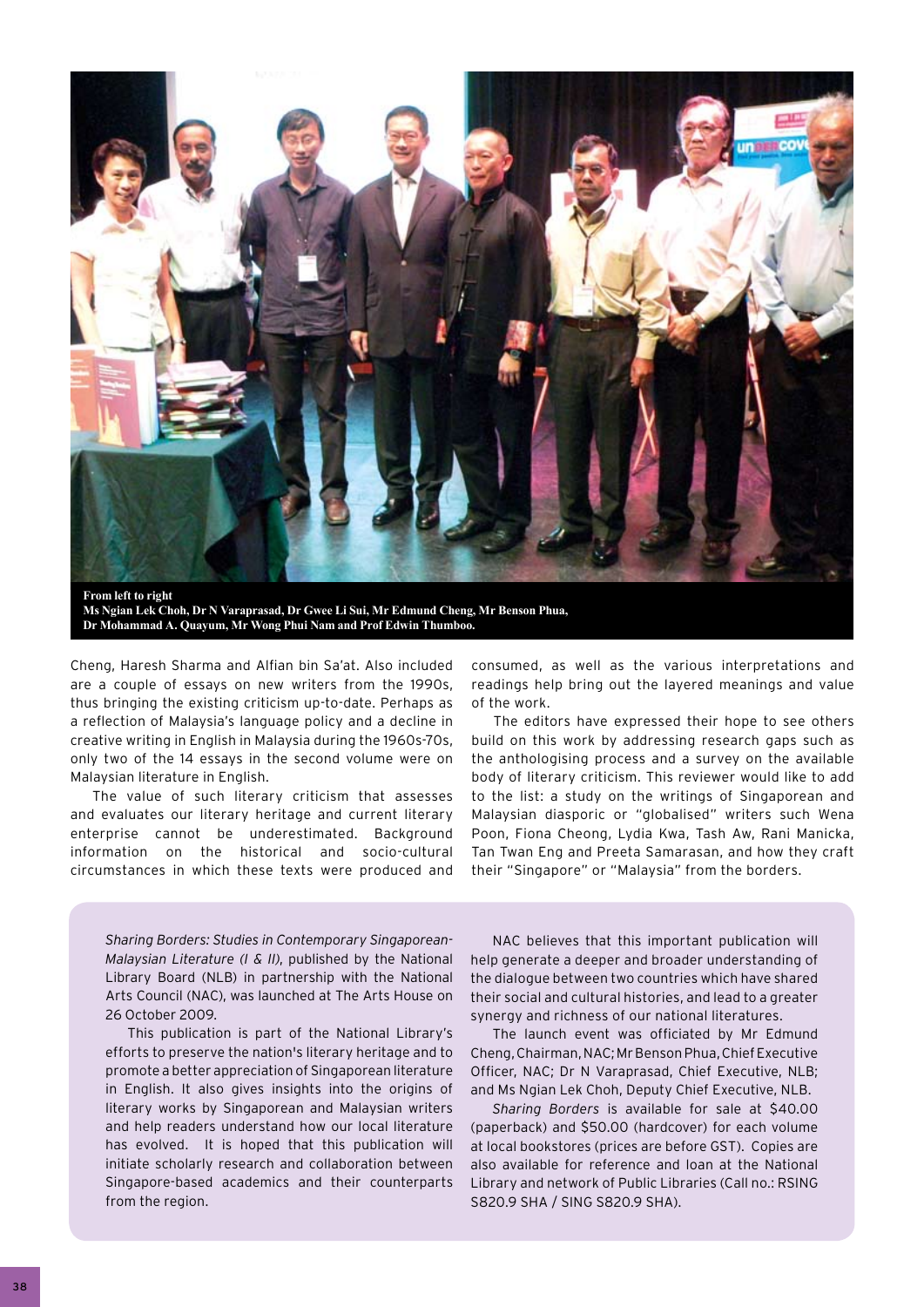**From left to right**
**Ms Ngian Lek Choh, Dr N Varaprasad, Dr Gwee Li Sui, Mr Edmund Cheng, Mr Benson Phua, Dr Mohammad A. Quayum, Mr Wong Phui Nam and Prof Edwin Thumboo.**

Cheng, Haresh Sharma and Alfian bin Sa'at. Also included are a couple of essays on new writers from the 1990s, thus bringing the existing criticism up-to-date. Perhaps as a reflection of Malaysia's language policy and a decline in creative writing in English in Malaysia during the 1960s-70s, only two of the 14 essays in the second volume were on Malaysian literature in English.

The value of such literary criticism that assesses and evaluates our literary heritage and current literary enterprise cannot be underestimated. Background information on the historical and socio-cultural circumstances in which these texts were produced and consumed, as well as the various interpretations and readings help bring out the layered meanings and value of the work.

The editors have expressed their hope to see others build on this work by addressing research gaps such as the anthologising process and a survey on the available body of literary criticism. This reviewer would like to add to the list: a study on the writings of Singaporean and Malaysian diasporic or "globalised" writers such Wena Poon, Fiona Cheong, Lydia Kwa, Tash Aw, Rani Manicka, Tan Twan Eng and Preeta Samarasan, and how they craft their "Singapore" or "Malaysia" from the borders.

*Sharing Borders: Studies in Contemporary Singaporean-Malaysian Literature (I & II)*, published by the National Library Board (NLB) in partnership with the National Arts Council (NAC), was launched at The Arts House on 26 October 2009.

This publication is part of the National Library's efforts to preserve the nation's literary heritage and to promote a better appreciation of Singaporean literature in English. It also gives insights into the origins of literary works by Singaporean and Malaysian writers and help readers understand how our local literature has evolved. It is hoped that this publication will initiate scholarly research and collaboration between Singapore-based academics and their counterparts from the region.

NAC believes that this important publication will help generate a deeper and broader understanding of the dialogue between two countries which have shared their social and cultural histories, and lead to a greater synergy and richness of our national literatures.

The launch event was officiated by Mr Edmund Cheng, Chairman, NAC; Mr Benson Phua, Chief Executive Officer, NAC; Dr N Varaprasad, Chief Executive, NLB; and Ms Ngian Lek Choh, Deputy Chief Executive, NLB.

*Sharing Borders* is available for sale at $40.00 (paperback) and $50.00 (hardcover) for each volume at local bookstores (prices are before GST). Copies are also available for reference and loan at the National Library and network of Public Libraries (Call no.: RSING S820.9 SHA / SING S820.9 SHA).